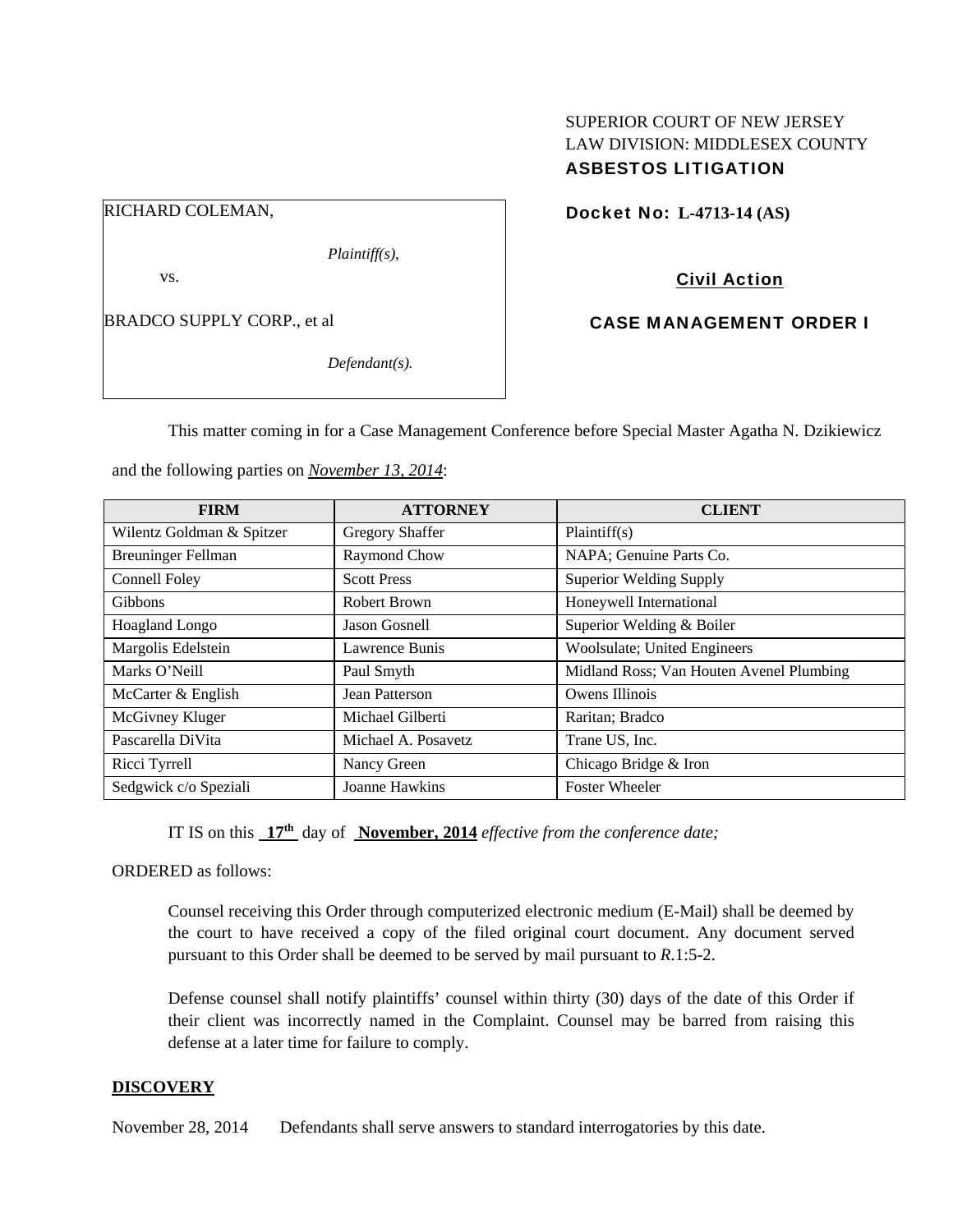SUPERIOR COURT OF NEW JERSEY
LAW DIVISION: MIDDLESEX COUNTY
**ASBESTOS LITIGATION**

RICHARD COLEMAN,

*Plaintiff(s),*

vs.

BRADCO SUPPLY CORP., et al

*Defendant(s).*

**Docket No: L-4713-14 (AS)**

**Civil Action**

**CASE MANAGEMENT ORDER I**

This matter coming in for a Case Management Conference before Special Master Agatha N. Dzikiewicz and the following parties on *November 13, 2014*:

| FIRM | ATTORNEY | CLIENT |
|---|---|---|
| Wilentz Goldman & Spitzer | Gregory Shaffer | Plaintiff(s) |
| Breuninger Fellman | Raymond Chow | NAPA; Genuine Parts Co. |
| Connell Foley | Scott Press | Superior Welding Supply |
| Gibbons | Robert Brown | Honeywell International |
| Hoagland Longo | Jason Gosnell | Superior Welding & Boiler |
| Margolis Edelstein | Lawrence Bunis | Woolsulate; United Engineers |
| Marks O'Neill | Paul Smyth | Midland Ross; Van Houten Avenel Plumbing |
| McCarter & English | Jean Patterson | Owens Illinois |
| McGivney Kluger | Michael Gilberti | Raritan; Bradco |
| Pascarella DiVita | Michael A. Posavetz | Trane US, Inc. |
| Ricci Tyrrell | Nancy Green | Chicago Bridge & Iron |
| Sedgwick c/o Speziali | Joanne Hawkins | Foster Wheeler |

IT IS on this **17th** day of **November, 2014** *effective from the conference date;*

ORDERED as follows:

Counsel receiving this Order through computerized electronic medium (E-Mail) shall be deemed by the court to have received a copy of the filed original court document. Any document served pursuant to this Order shall be deemed to be served by mail pursuant to *R*.1:5-2.

Defense counsel shall notify plaintiffs' counsel within thirty (30) days of the date of this Order if their client was incorrectly named in the Complaint. Counsel may be barred from raising this defense at a later time for failure to comply.

## DISCOVERY

November 28, 2014 Defendants shall serve answers to standard interrogatories by this date.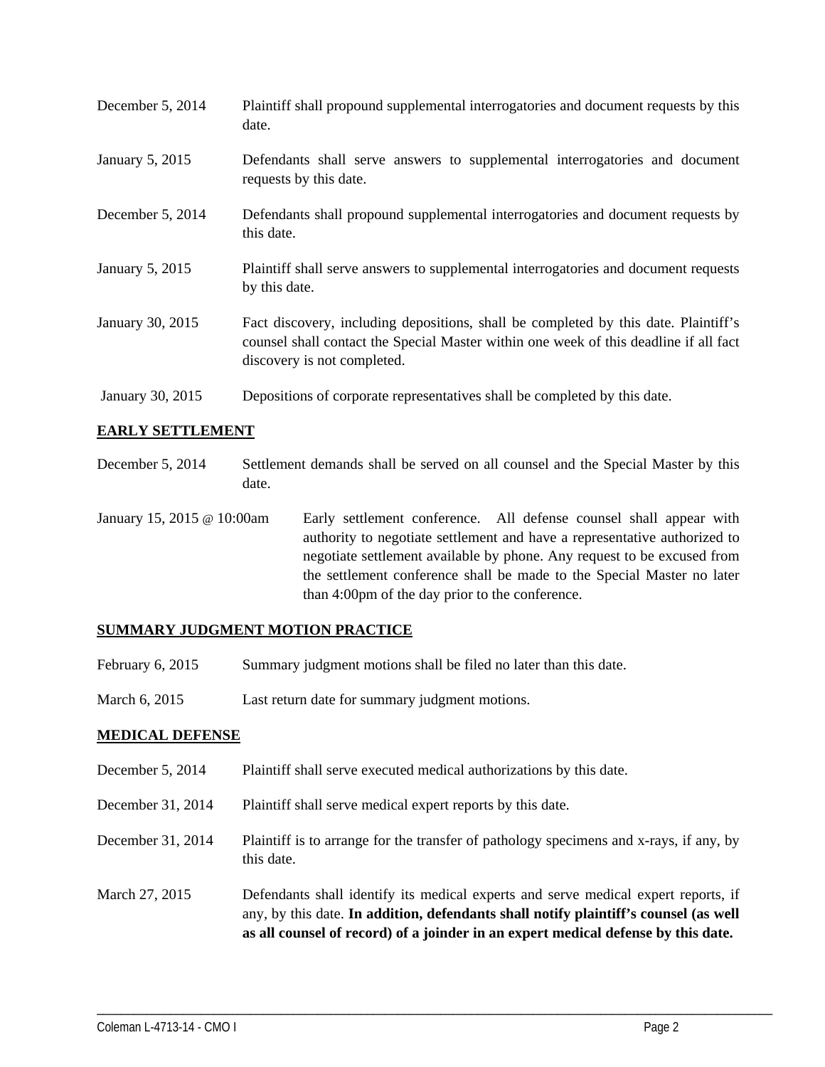| | |
|---|---|
| December 5, 2014 | Plaintiff shall propound supplemental interrogatories and document requests by this date. |
| January 5, 2015 | Defendants shall serve answers to supplemental interrogatories and document requests by this date. |
| December 5, 2014 | Defendants shall propound supplemental interrogatories and document requests by this date. |
| January 5, 2015 | Plaintiff shall serve answers to supplemental interrogatories and document requests by this date. |
| January 30, 2015 | Fact discovery, including depositions, shall be completed by this date. Plaintiff's counsel shall contact the Special Master within one week of this deadline if all fact discovery is not completed. |
| January 30, 2015 | Depositions of corporate representatives shall be completed by this date. |

**EARLY SETTLEMENT**

| | |
|---|---|
| December 5, 2014 | Settlement demands shall be served on all counsel and the Special Master by this date. |
| January 15, 2015 @ 10:00am | Early settlement conference. All defense counsel shall appear with authority to negotiate settlement and have a representative authorized to negotiate settlement available by phone. Any request to be excused from the settlement conference shall be made to the Special Master no later than 4:00pm of the day prior to the conference. |

**SUMMARY JUDGMENT MOTION PRACTICE**

| | |
|---|---|
| February 6, 2015 | Summary judgment motions shall be filed no later than this date. |
| March 6, 2015 | Last return date for summary judgment motions. |

**MEDICAL DEFENSE**

| | |
|---|---|
| December 5, 2014 | Plaintiff shall serve executed medical authorizations by this date. |
| December 31, 2014 | Plaintiff shall serve medical expert reports by this date. |
| December 31, 2014 | Plaintiff is to arrange for the transfer of pathology specimens and x-rays, if any, by this date. |
| March 27, 2015 | Defendants shall identify its medical experts and serve medical expert reports, if any, by this date. **In addition, defendants shall notify plaintiff's counsel (as well as all counsel of record) of a joinder in an expert medical defense by this date.** |

Coleman L-4713-14 - CMO I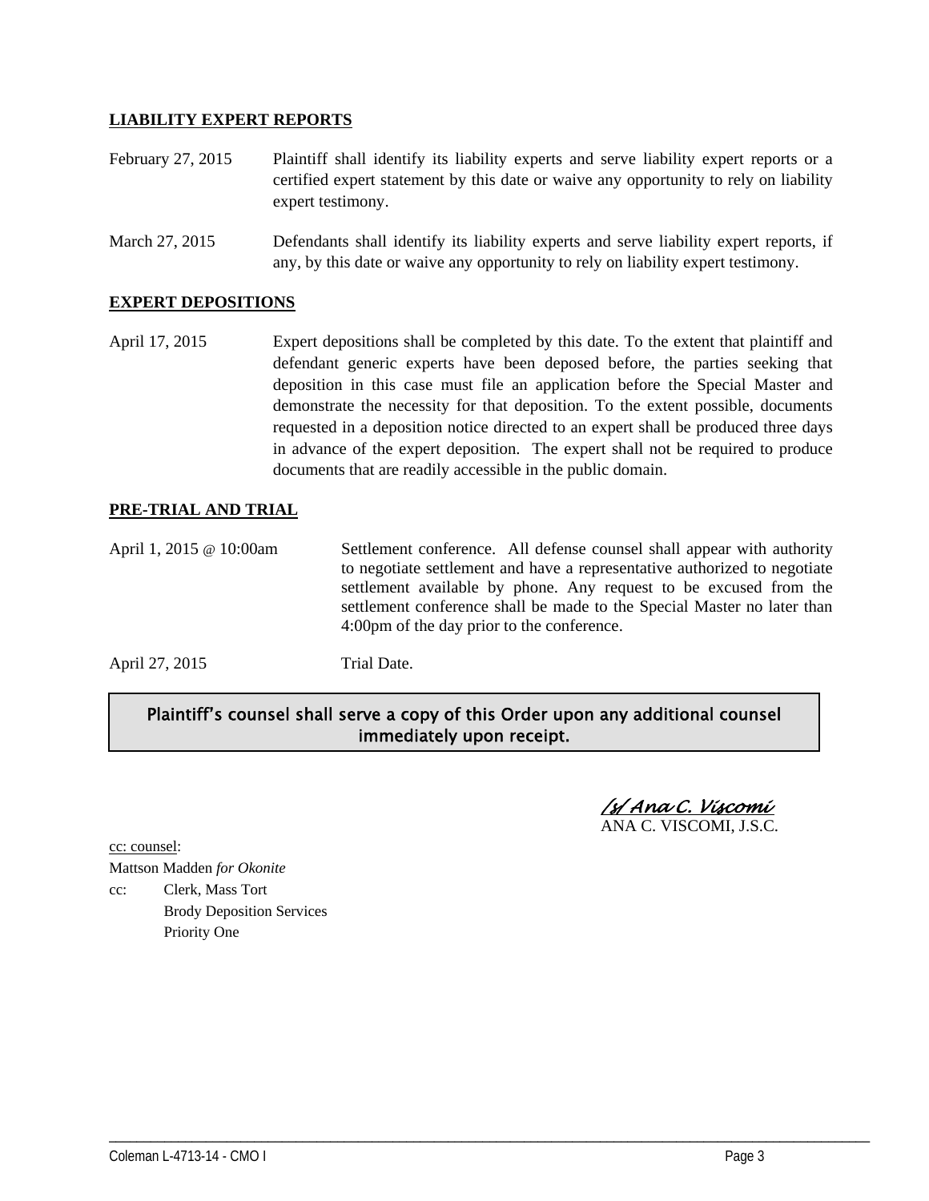**LIABILITY EXPERT REPORTS**

| | |
|---|---|
| February 27, 2015 | Plaintiff shall identify its liability experts and serve liability expert reports or a certified expert statement by this date or waive any opportunity to rely on liability expert testimony. |
| March 27, 2015 | Defendants shall identify its liability experts and serve liability expert reports, if any, by this date or waive any opportunity to rely on liability expert testimony. |

**EXPERT DEPOSITIONS**

| | |
|---|---|
| April 17, 2015 | Expert depositions shall be completed by this date. To the extent that plaintiff and defendant generic experts have been deposed before, the parties seeking that deposition in this case must file an application before the Special Master and demonstrate the necessity for that deposition. To the extent possible, documents requested in a deposition notice directed to an expert shall be produced three days in advance of the expert deposition. The expert shall not be required to produce documents that are readily accessible in the public domain. |

**PRE-TRIAL AND TRIAL**

| | |
|---|---|
| April 1, 2015 @ 10:00am | Settlement conference. All defense counsel shall appear with authority to negotiate settlement and have a representative authorized to negotiate settlement available by phone. Any request to be excused from the settlement conference shall be made to the Special Master no later than 4:00pm of the day prior to the conference. |
| April 27, 2015 | Trial Date. |

**Plaintiff's counsel shall serve a copy of this Order upon any additional counsel immediately upon receipt.**

/s/ Ana C. Viscomi
ANA C. VISCOMI, J.S.C.

cc: counsel:
Mattson Madden *for Okonite*

cc: Clerk, Mass Tort
Brody Deposition Services
Priority One